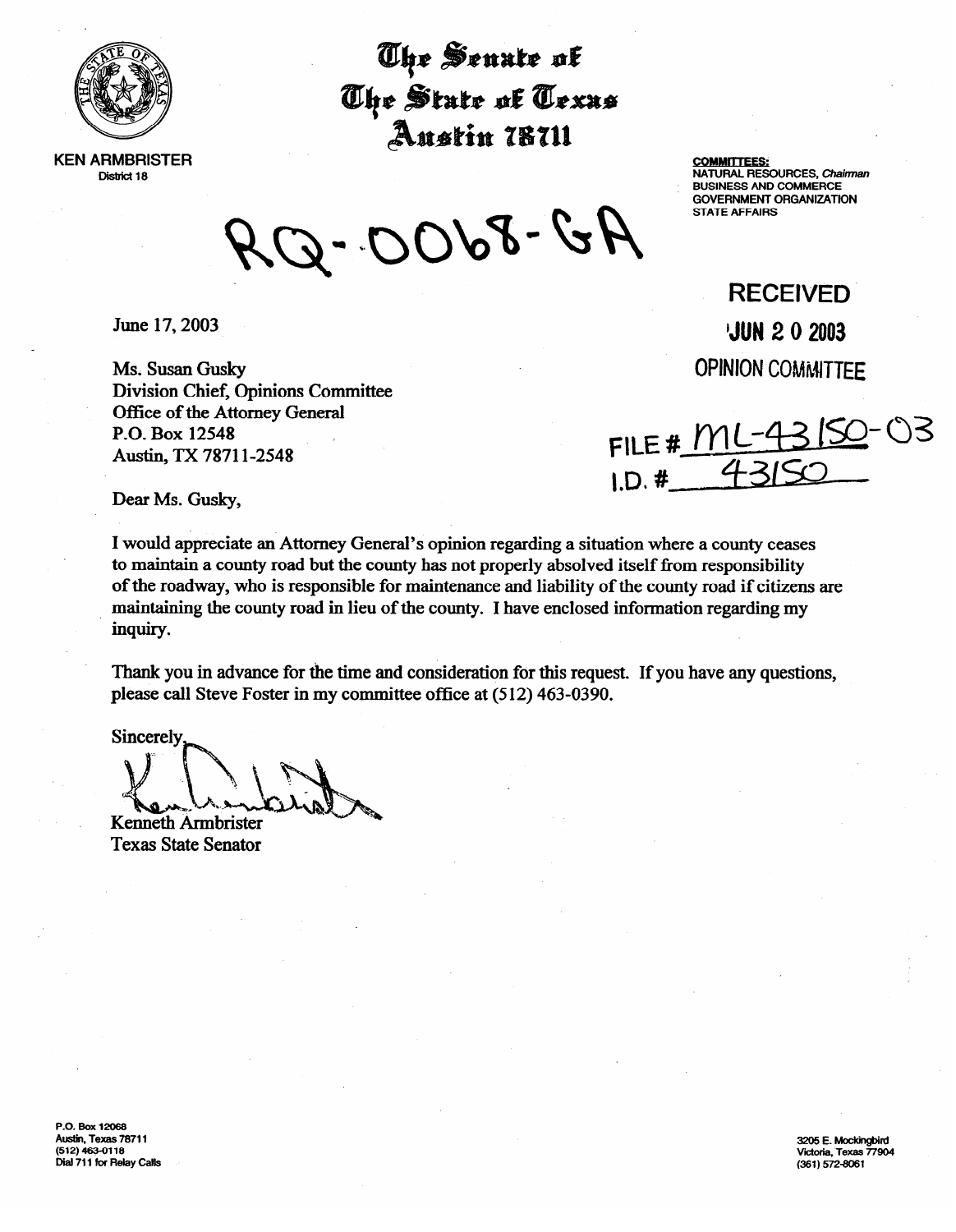# The Senate of The State of Texas
## Austin 78711

KEN ARMBRISTER
District 18

**COMMITTEES:**
NATURAL RESOURCES, *Chairman*
BUSINESS AND COMMERCE
GOVERNMENT ORGANIZATION
STATE AFFAIRS

RQ-0068-GA

RECEIVED
JUN 2 0 2003
OPINION COMMITTEE

FILE # ML-43150-03
I.D. # 43150

June 17, 2003

Ms. Susan Gusky
Division Chief, Opinions Committee
Office of the Attorney General
P.O. Box 12548
Austin, TX 78711-2548

Dear Ms. Gusky,

I would appreciate an Attorney General's opinion regarding a situation where a county ceases to maintain a county road but the county has not properly absolved itself from responsibility of the roadway, who is responsible for maintenance and liability of the county road if citizens are maintaining the county road in lieu of the county. I have enclosed information regarding my inquiry.

Thank you in advance for the time and consideration for this request. If you have any questions, please call Steve Foster in my committee office at (512) 463-0390.

Sincerely,

Kenneth Armbrister
Texas State Senator

P.O. Box 12068
Austin, Texas 78711
(512) 463-0118
Dial 711 for Relay Calls

3205 E. Mockingbird
Victoria, Texas 77904
(361) 572-8061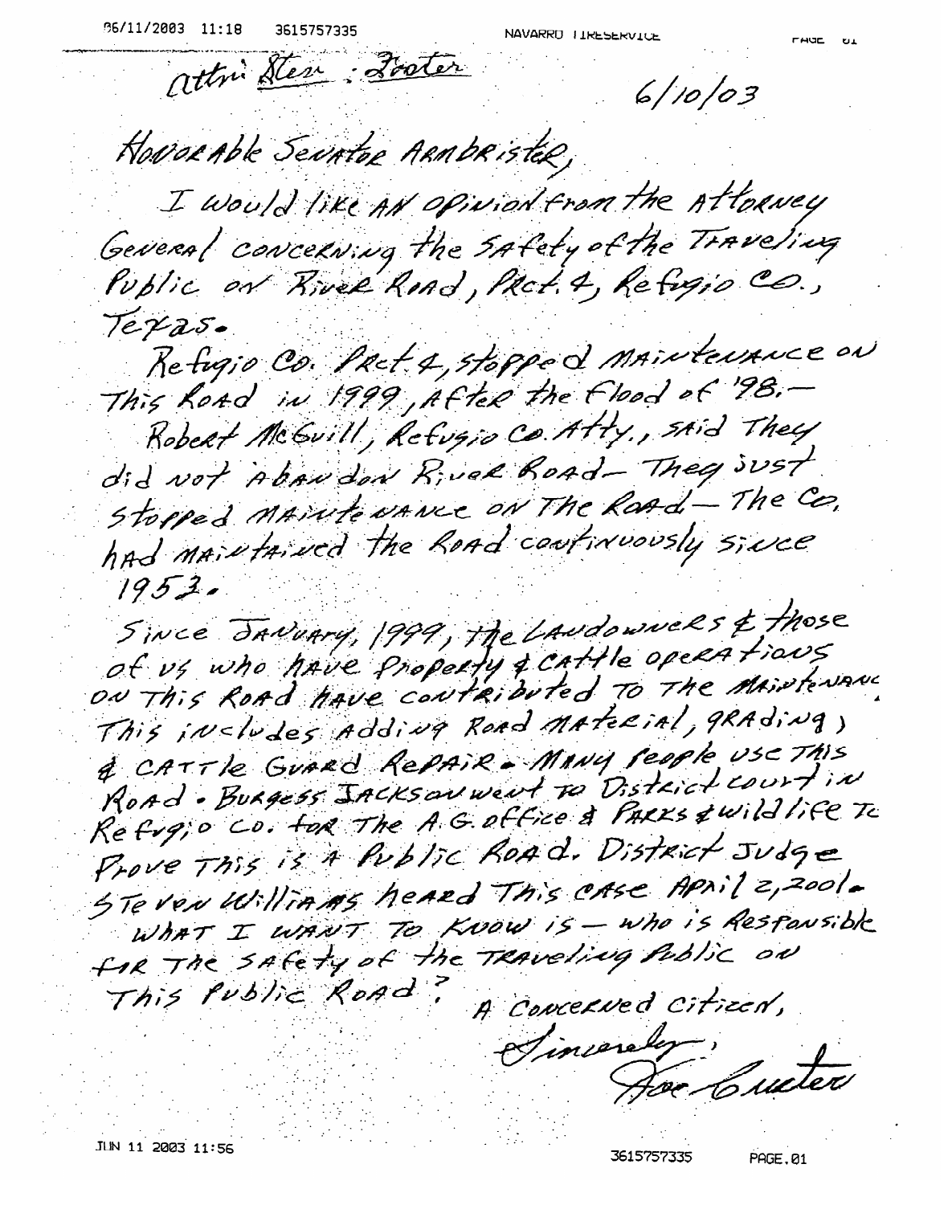Attn: Steve : Foster

6/10/03

Honorable Senator Armbrister,

I would like an opinion from the Attorney General concerning the safety of the Traveling Public on River Road, Prct. 4, Refugio Co., Texas.

Refugio Co. Prct 4, stopped maintenance on this road in 1999, after the flood of '98. — Robert McGuill, Refugio Co. Atty., said they did not abandon River Road — They just stopped maintenance on the road — The Co. had maintained the road continuously since 1952.

Since January, 1999, the landowners & those of us who have property & cattle operations on this road have contributed to the maintenance. This includes adding road material, grading, & cattle guard repair. Many people use this road. Burgess Jackson went to District Court in Refugio Co. for the A.G. office & Parks & Wildlife to prove this is a public road. District Judge Steven Williams heard this case April 2, 2001.

What I want to know is — who is responsible for the safety of the traveling public on this public road?

A concerned citizen,

Sincerely,

Joe Custer